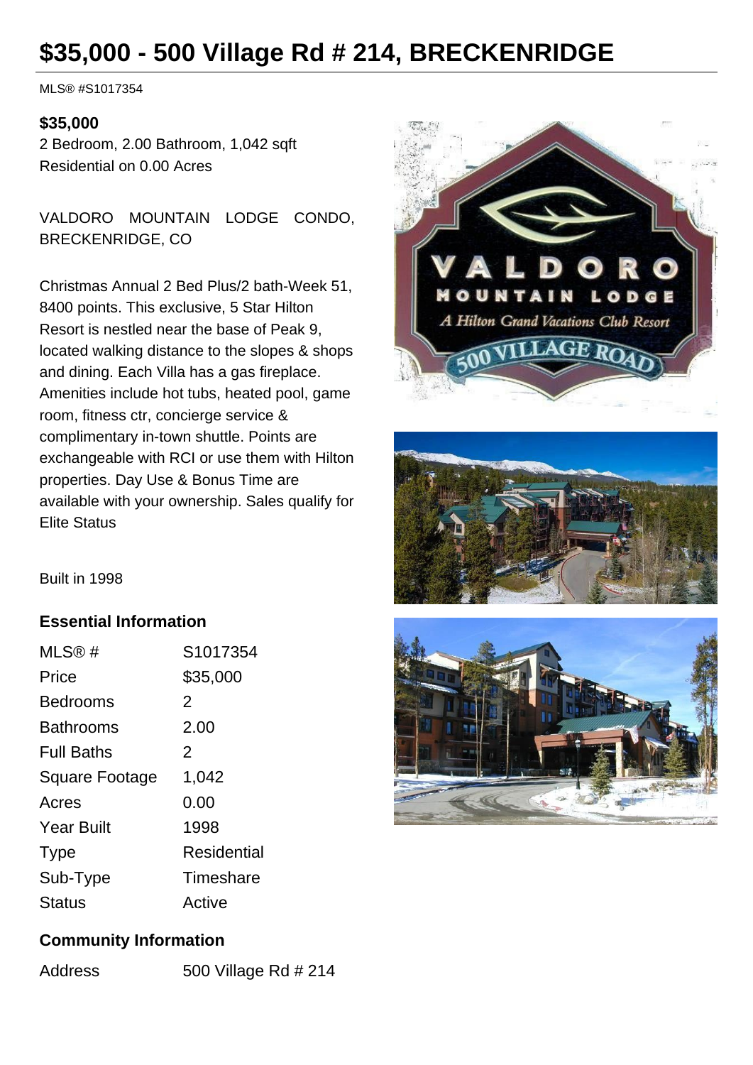# $35,000 - 500 Village Rd # 214, BRECKENRIDGE

MLS® #S1017354

**$35,000**

2 Bedroom, 2.00 Bathroom, 1,042 sqft

Residential on 0.00 Acres

VALDORO MOUNTAIN LODGE CONDO, BRECKENRIDGE, CO

Christmas Annual 2 Bed Plus/2 bath-Week 51, 8400 points. This exclusive, 5 Star Hilton Resort is nestled near the base of Peak 9, located walking distance to the slopes & shops and dining. Each Villa has a gas fireplace. Amenities include hot tubs, heated pool, game room, fitness ctr, concierge service & complimentary in-town shuttle. Points are exchangeable with RCI or use them with Hilton properties. Day Use & Bonus Time are available with your ownership. Sales qualify for Elite Status

Built in 1998

### Essential Information

| | |
|---|---|
| MLS® # | S1017354 |
| Price | $35,000 |
| Bedrooms | 2 |
| Bathrooms | 2.00 |
| Full Baths | 2 |
| Square Footage | 1,042 |
| Acres | 0.00 |
| Year Built | 1998 |
| Type | Residential |
| Sub-Type | Timeshare |
| Status | Active |

### Community Information

| | |
|---|---|
| Address | 500 Village Rd # 214 |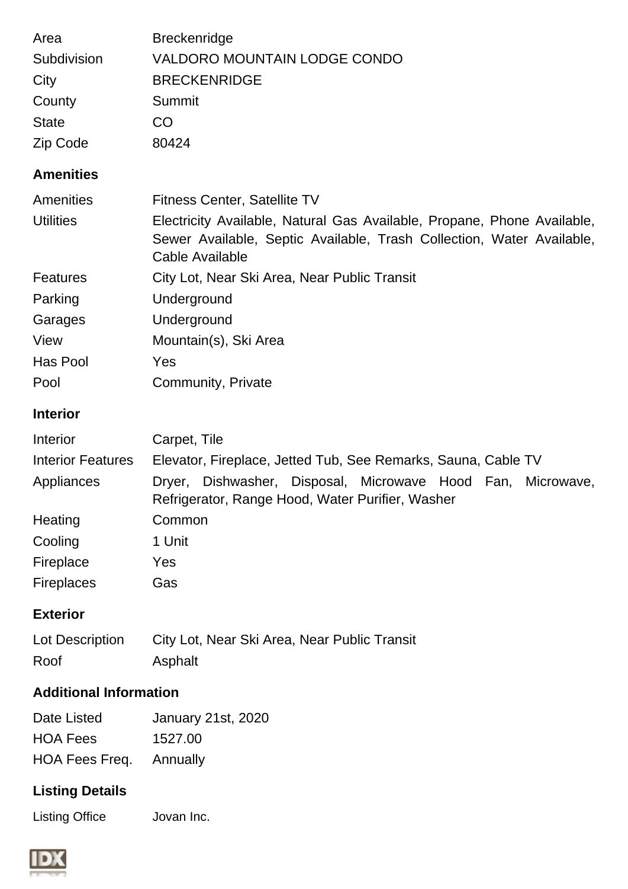| | |
|---|---|
| Area | Breckenridge |
| Subdivision | VALDORO MOUNTAIN LODGE CONDO |
| City | BRECKENRIDGE |
| County | Summit |
| State | CO |
| Zip Code | 80424 |

## Amenities

| | |
|---|---|
| Amenities | Fitness Center, Satellite TV |
| Utilities | Electricity Available, Natural Gas Available, Propane, Phone Available, Sewer Available, Septic Available, Trash Collection, Water Available, Cable Available |
| Features | City Lot, Near Ski Area, Near Public Transit |
| Parking | Underground |
| Garages | Underground |
| View | Mountain(s), Ski Area |
| Has Pool | Yes |
| Pool | Community, Private |

## Interior

| | |
|---|---|
| Interior | Carpet, Tile |
| Interior Features | Elevator, Fireplace, Jetted Tub, See Remarks, Sauna, Cable TV |
| Appliances | Dryer, Dishwasher, Disposal, Microwave Hood Fan, Microwave, Refrigerator, Range Hood, Water Purifier, Washer |
| Heating | Common |
| Cooling | 1 Unit |
| Fireplace | Yes |
| Fireplaces | Gas |

## Exterior

| | |
|---|---|
| Lot Description | City Lot, Near Ski Area, Near Public Transit |
| Roof | Asphalt |

## Additional Information

| | |
|---|---|
| Date Listed | January 21st, 2020 |
| HOA Fees | 1527.00 |
| HOA Fees Freq. | Annually |

## Listing Details

| | |
|---|---|
| Listing Office | Jovan Inc. |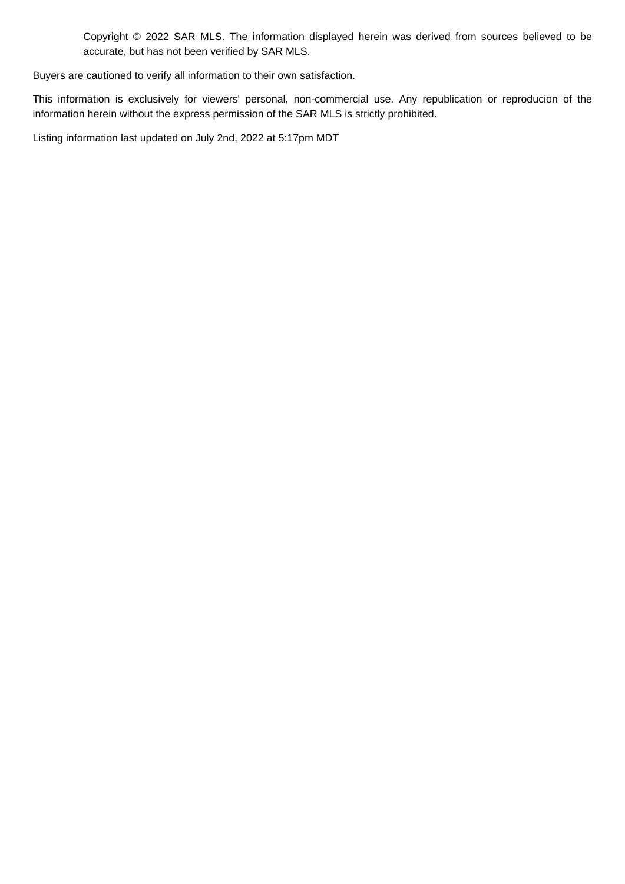Copyright © 2022 SAR MLS. The information displayed herein was derived from sources believed to be accurate, but has not been verified by SAR MLS.

Buyers are cautioned to verify all information to their own satisfaction.

This information is exclusively for viewers' personal, non-commercial use. Any republication or reproducion of the information herein without the express permission of the SAR MLS is strictly prohibited.

Listing information last updated on July 2nd, 2022 at 5:17pm MDT